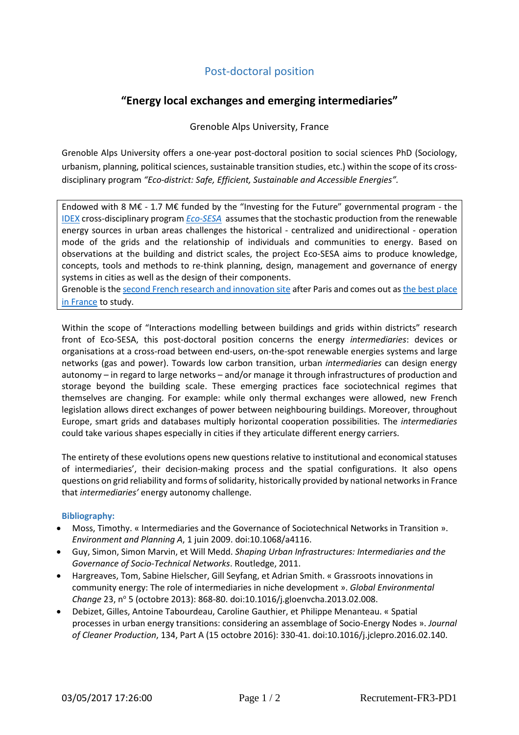## Post-doctoral position

# "Energy local exchanges and emerging intermediaries"

Grenoble Alps University, France

Grenoble Alps University offers a one-year post-doctoral position to social sciences PhD (Sociology, urbanism, planning, political sciences, sustainable transition studies, etc.) within the scope of its cross-disciplinary program *"Eco-district: Safe, Efficient, Sustainable and Accessible Energies"*.

Endowed with 8 M€ - 1.7 M€ funded by the "Investing for the Future" governmental program - the IDEX cross-disciplinary program *Eco-SESA* assumes that the stochastic production from the renewable energy sources in urban areas challenges the historical - centralized and unidirectional - operation mode of the grids and the relationship of individuals and communities to energy. Based on observations at the building and district scales, the project Eco-SESA aims to produce knowledge, concepts, tools and methods to re-think planning, design, management and governance of energy systems in cities as well as the design of their components.
Grenoble is the second French research and innovation site after Paris and comes out as the best place in France to study.

Within the scope of "Interactions modelling between buildings and grids within districts" research front of Eco-SESA, this post-doctoral position concerns the energy *intermediaries*: devices or organisations at a cross-road between end-users, on-the-spot renewable energies systems and large networks (gas and power). Towards low carbon transition, urban *intermediaries* can design energy autonomy – in regard to large networks – and/or manage it through infrastructures of production and storage beyond the building scale. These emerging practices face sociotechnical regimes that themselves are changing. For example: while only thermal exchanges were allowed, new French legislation allows direct exchanges of power between neighbouring buildings. Moreover, throughout Europe, smart grids and databases multiply horizontal cooperation possibilities. The *intermediaries* could take various shapes especially in cities if they articulate different energy carriers.

The entirety of these evolutions opens new questions relative to institutional and economical statuses of intermediaries', their decision-making process and the spatial configurations. It also opens questions on grid reliability and forms of solidarity, historically provided by national networks in France that *intermediaries'* energy autonomy challenge.

**Bibliography:**

- Moss, Timothy. « Intermediaries and the Governance of Sociotechnical Networks in Transition ». *Environment and Planning A*, 1 juin 2009. doi:10.1068/a4116.
- Guy, Simon, Simon Marvin, et Will Medd. *Shaping Urban Infrastructures: Intermediaries and the Governance of Socio-Technical Networks*. Routledge, 2011.
- Hargreaves, Tom, Sabine Hielscher, Gill Seyfang, et Adrian Smith. « Grassroots innovations in community energy: The role of intermediaries in niche development ». *Global Environmental Change* 23, n° 5 (octobre 2013): 868-80. doi:10.1016/j.gloenvcha.2013.02.008.
- Debizet, Gilles, Antoine Tabourdeau, Caroline Gauthier, et Philippe Menanteau. « Spatial processes in urban energy transitions: considering an assemblage of Socio-Energy Nodes ». *Journal of Cleaner Production*, 134, Part A (15 octobre 2016): 330-41. doi:10.1016/j.jclepro.2016.02.140.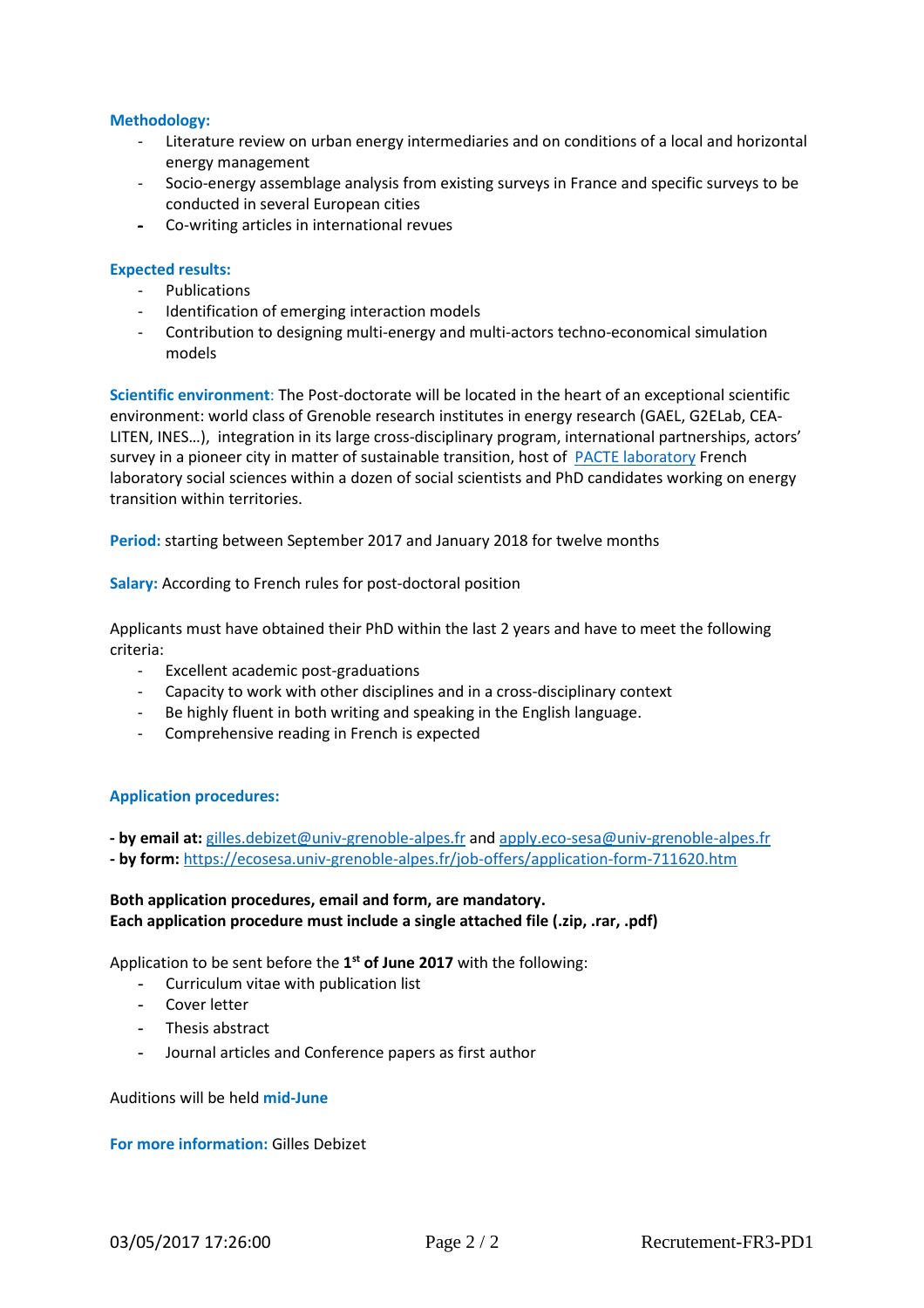**Methodology:**

- Literature review on urban energy intermediaries and on conditions of a local and horizontal energy management
- Socio-energy assemblage analysis from existing surveys in France and specific surveys to be conducted in several European cities
- Co-writing articles in international revues

**Expected results:**

- Publications
- Identification of emerging interaction models
- Contribution to designing multi-energy and multi-actors techno-economical simulation models

**Scientific environment**: The Post-doctorate will be located in the heart of an exceptional scientific environment: world class of Grenoble research institutes in energy research (GAEL, G2ELab, CEA-LITEN, INES…), integration in its large cross-disciplinary program, international partnerships, actors' survey in a pioneer city in matter of sustainable transition, host of PACTE laboratory French laboratory social sciences within a dozen of social scientists and PhD candidates working on energy transition within territories.

**Period:** starting between September 2017 and January 2018 for twelve months

**Salary:** According to French rules for post-doctoral position

Applicants must have obtained their PhD within the last 2 years and have to meet the following criteria:

- Excellent academic post-graduations
- Capacity to work with other disciplines and in a cross-disciplinary context
- Be highly fluent in both writing and speaking in the English language.
- Comprehensive reading in French is expected

**Application procedures:**

**- by email at:** gilles.debizet@univ-grenoble-alpes.fr and apply.eco-sesa@univ-grenoble-alpes.fr
**- by form:** https://ecosesa.univ-grenoble-alpes.fr/job-offers/application-form-711620.htm

**Both application procedures, email and form, are mandatory.**
**Each application procedure must include a single attached file (.zip, .rar, .pdf)**

Application to be sent before the **1st of June 2017** with the following:

- Curriculum vitae with publication list
- Cover letter
- Thesis abstract
- Journal articles and Conference papers as first author

Auditions will be held **mid-June**

**For more information:** Gilles Debizet